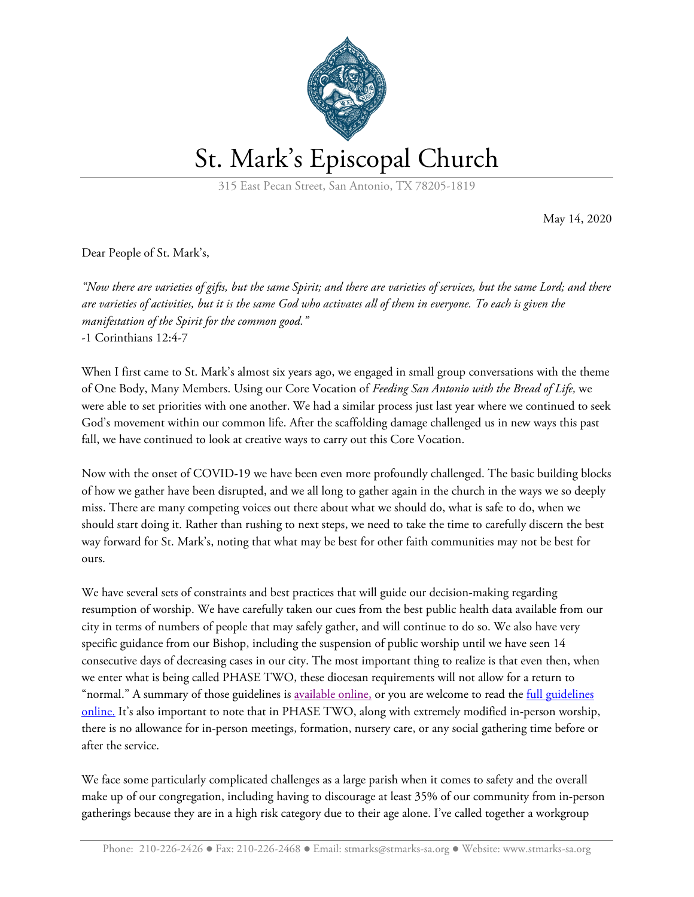# St. Mark's Episcopal Church

315 East Pecan Street, San Antonio, TX 78205-1819

May 14, 2020

Dear People of St. Mark's,

*"Now there are varieties of gifts, but the same Spirit; and there are varieties of services, but the same Lord; and there are varieties of activities, but it is the same God who activates all of them in everyone. To each is given the manifestation of the Spirit for the common good."*
-1 Corinthians 12:4-7

When I first came to St. Mark's almost six years ago, we engaged in small group conversations with the theme of One Body, Many Members. Using our Core Vocation of *Feeding San Antonio with the Bread of Life,* we were able to set priorities with one another. We had a similar process just last year where we continued to seek God's movement within our common life. After the scaffolding damage challenged us in new ways this past fall, we have continued to look at creative ways to carry out this Core Vocation.

Now with the onset of COVID-19 we have been even more profoundly challenged. The basic building blocks of how we gather have been disrupted, and we all long to gather again in the church in the ways we so deeply miss. There are many competing voices out there about what we should do, what is safe to do, when we should start doing it. Rather than rushing to next steps, we need to take the time to carefully discern the best way forward for St. Mark's, noting that what may be best for other faith communities may not be best for ours.

We have several sets of constraints and best practices that will guide our decision-making regarding resumption of worship. We have carefully taken our cues from the best public health data available from our city in terms of numbers of people that may safely gather, and will continue to do so. We also have very specific guidance from our Bishop, including the suspension of public worship until we have seen 14 consecutive days of decreasing cases in our city. The most important thing to realize is that even then, when we enter what is being called PHASE TWO, these diocesan requirements will not allow for a return to "normal." A summary of those guidelines is available online, or you are welcome to read the full guidelines online. It's also important to note that in PHASE TWO, along with extremely modified in-person worship, there is no allowance for in-person meetings, formation, nursery care, or any social gathering time before or after the service.

We face some particularly complicated challenges as a large parish when it comes to safety and the overall make up of our congregation, including having to discourage at least 35% of our community from in-person gatherings because they are in a high risk category due to their age alone. I've called together a workgroup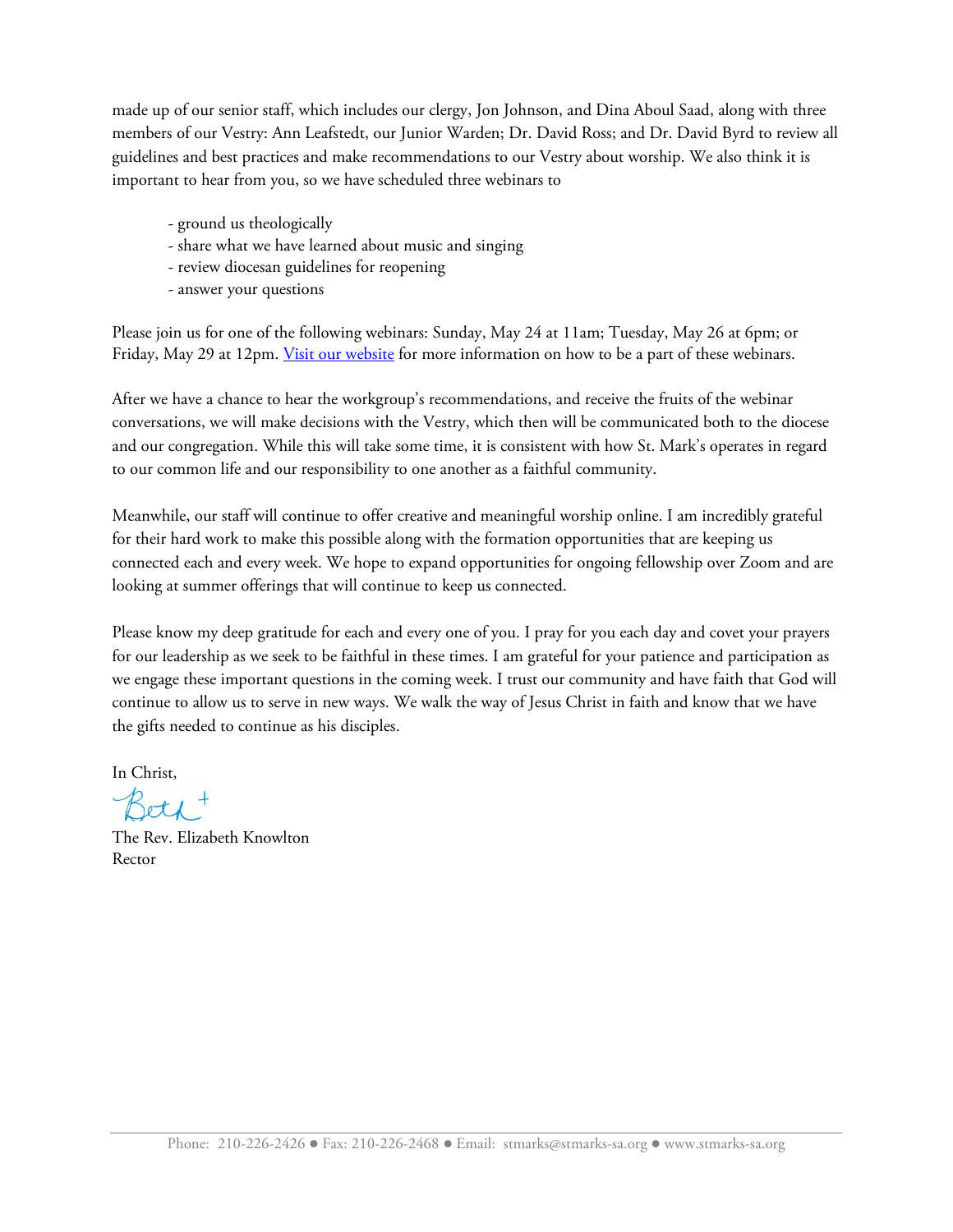made up of our senior staff, which includes our clergy, Jon Johnson, and Dina Aboul Saad, along with three members of our Vestry: Ann Leafstedt, our Junior Warden; Dr. David Ross; and Dr. David Byrd to review all guidelines and best practices and make recommendations to our Vestry about worship. We also think it is important to hear from you, so we have scheduled three webinars to

- ground us theologically
- share what we have learned about music and singing
- review diocesan guidelines for reopening
- answer your questions

Please join us for one of the following webinars: Sunday, May 24 at 11am; Tuesday, May 26 at 6pm; or Friday, May 29 at 12pm. Visit our website for more information on how to be a part of these webinars.

After we have a chance to hear the workgroup's recommendations, and receive the fruits of the webinar conversations, we will make decisions with the Vestry, which then will be communicated both to the diocese and our congregation. While this will take some time, it is consistent with how St. Mark's operates in regard to our common life and our responsibility to one another as a faithful community.

Meanwhile, our staff will continue to offer creative and meaningful worship online. I am incredibly grateful for their hard work to make this possible along with the formation opportunities that are keeping us connected each and every week. We hope to expand opportunities for ongoing fellowship over Zoom and are looking at summer offerings that will continue to keep us connected.

Please know my deep gratitude for each and every one of you. I pray for you each day and covet your prayers for our leadership as we seek to be faithful in these times. I am grateful for your patience and participation as we engage these important questions in the coming week. I trust our community and have faith that God will continue to allow us to serve in new ways. We walk the way of Jesus Christ in faith and know that we have the gifts needed to continue as his disciples.

In Christ,

Beth +

The Rev. Elizabeth Knowlton
Rector